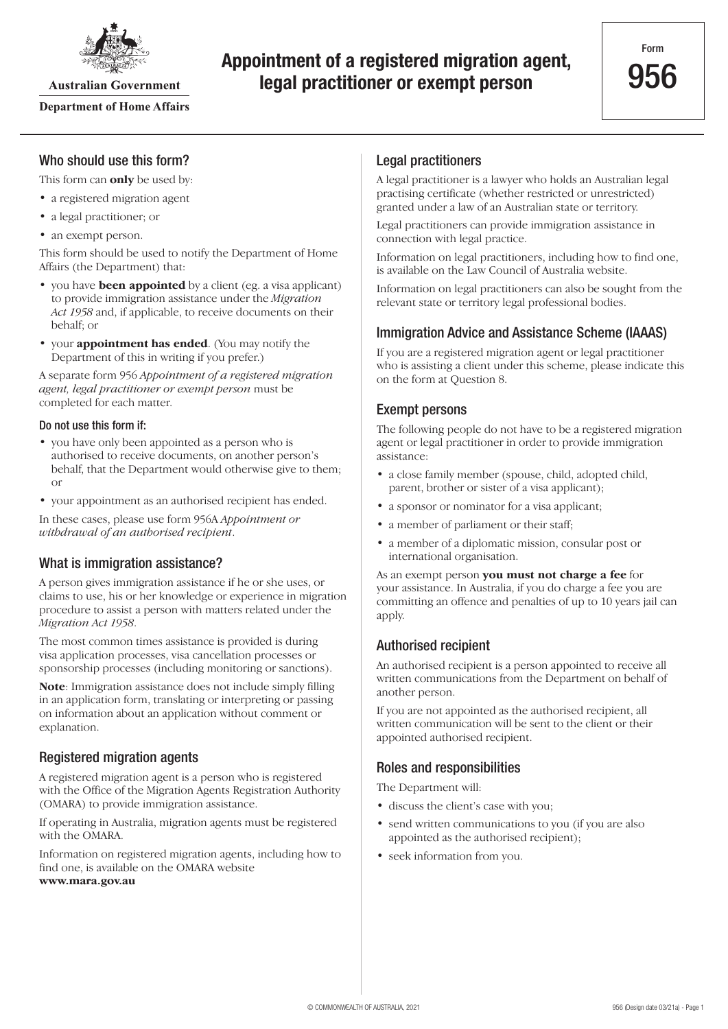Australian Government

Department of Home Affairs

# Appointment of a registered migration agent, legal practitioner or exempt person

Form 956

## Who should use this form?

This form can **only** be used by:

- a registered migration agent
- a legal practitioner; or
- an exempt person.

This form should be used to notify the Department of Home Affairs (the Department) that:

- you have **been appointed** by a client (eg. a visa applicant) to provide immigration assistance under the *Migration Act 1958* and, if applicable, to receive documents on their behalf; or
- your **appointment has ended**. (You may notify the Department of this in writing if you prefer.)

A separate form 956 *Appointment of a registered migration agent, legal practitioner or exempt person* must be completed for each matter.

### Do not use this form if:

- you have only been appointed as a person who is authorised to receive documents, on another person's behalf, that the Department would otherwise give to them; or
- your appointment as an authorised recipient has ended.

In these cases, please use form 956A *Appointment or withdrawal of an authorised recipient*.

## What is immigration assistance?

A person gives immigration assistance if he or she uses, or claims to use, his or her knowledge or experience in migration procedure to assist a person with matters related under the *Migration Act 1958*.

The most common times assistance is provided is during visa application processes, visa cancellation processes or sponsorship processes (including monitoring or sanctions).

**Note**: Immigration assistance does not include simply filling in an application form, translating or interpreting or passing on information about an application without comment or explanation.

## Registered migration agents

A registered migration agent is a person who is registered with the Office of the Migration Agents Registration Authority (OMARA) to provide immigration assistance.

If operating in Australia, migration agents must be registered with the OMARA.

Information on registered migration agents, including how to find one, is available on the OMARA website **www.mara.gov.au**

## Legal practitioners

A legal practitioner is a lawyer who holds an Australian legal practising certificate (whether restricted or unrestricted) granted under a law of an Australian state or territory.

Legal practitioners can provide immigration assistance in connection with legal practice.

Information on legal practitioners, including how to find one, is available on the Law Council of Australia website.

Information on legal practitioners can also be sought from the relevant state or territory legal professional bodies.

## Immigration Advice and Assistance Scheme (IAAAS)

If you are a registered migration agent or legal practitioner who is assisting a client under this scheme, please indicate this on the form at Question 8.

## Exempt persons

The following people do not have to be a registered migration agent or legal practitioner in order to provide immigration assistance:

- a close family member (spouse, child, adopted child, parent, brother or sister of a visa applicant);
- a sponsor or nominator for a visa applicant;
- a member of parliament or their staff;
- a member of a diplomatic mission, consular post or international organisation.

As an exempt person **you must not charge a fee** for your assistance. In Australia, if you do charge a fee you are committing an offence and penalties of up to 10 years jail can apply.

## Authorised recipient

An authorised recipient is a person appointed to receive all written communications from the Department on behalf of another person.

If you are not appointed as the authorised recipient, all written communication will be sent to the client or their appointed authorised recipient.

## Roles and responsibilities

The Department will:

- discuss the client's case with you;
- send written communications to you (if you are also appointed as the authorised recipient);
- seek information from you.

© COMMONWEALTH OF AUSTRALIA, 2021

956 (Design date 03/21a)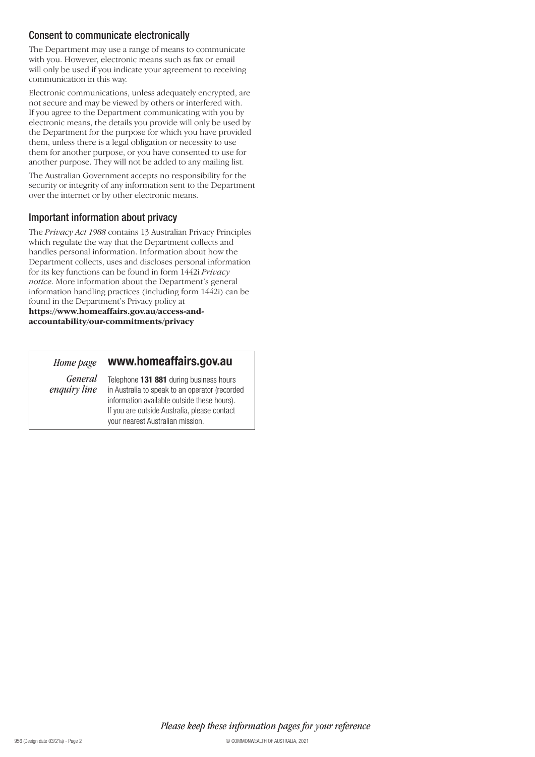## Consent to communicate electronically

The Department may use a range of means to communicate with you. However, electronic means such as fax or email will only be used if you indicate your agreement to receiving communication in this way.

Electronic communications, unless adequately encrypted, are not secure and may be viewed by others or interfered with. If you agree to the Department communicating with you by electronic means, the details you provide will only be used by the Department for the purpose for which you have provided them, unless there is a legal obligation or necessity to use them for another purpose, or you have consented to use for another purpose. They will not be added to any mailing list.

The Australian Government accepts no responsibility for the security or integrity of any information sent to the Department over the internet or by other electronic means.

## Important information about privacy

The *Privacy Act 1988* contains 13 Australian Privacy Principles which regulate the way that the Department collects and handles personal information. Information about how the Department collects, uses and discloses personal information for its key functions can be found in form 1442i *Privacy notice*. More information about the Department's general information handling practices (including form 1442i) can be found in the Department's Privacy policy at **https://www.homeaffairs.gov.au/access-and-accountability/our-commitments/privacy**

| | |
|---|---|
| *Home page* | **www.homeaffairs.gov.au** |
| *General enquiry line* | Telephone **131 881** during business hours in Australia to speak to an operator (recorded information available outside these hours). If you are outside Australia, please contact your nearest Australian mission. |

*Please keep these information pages for your reference*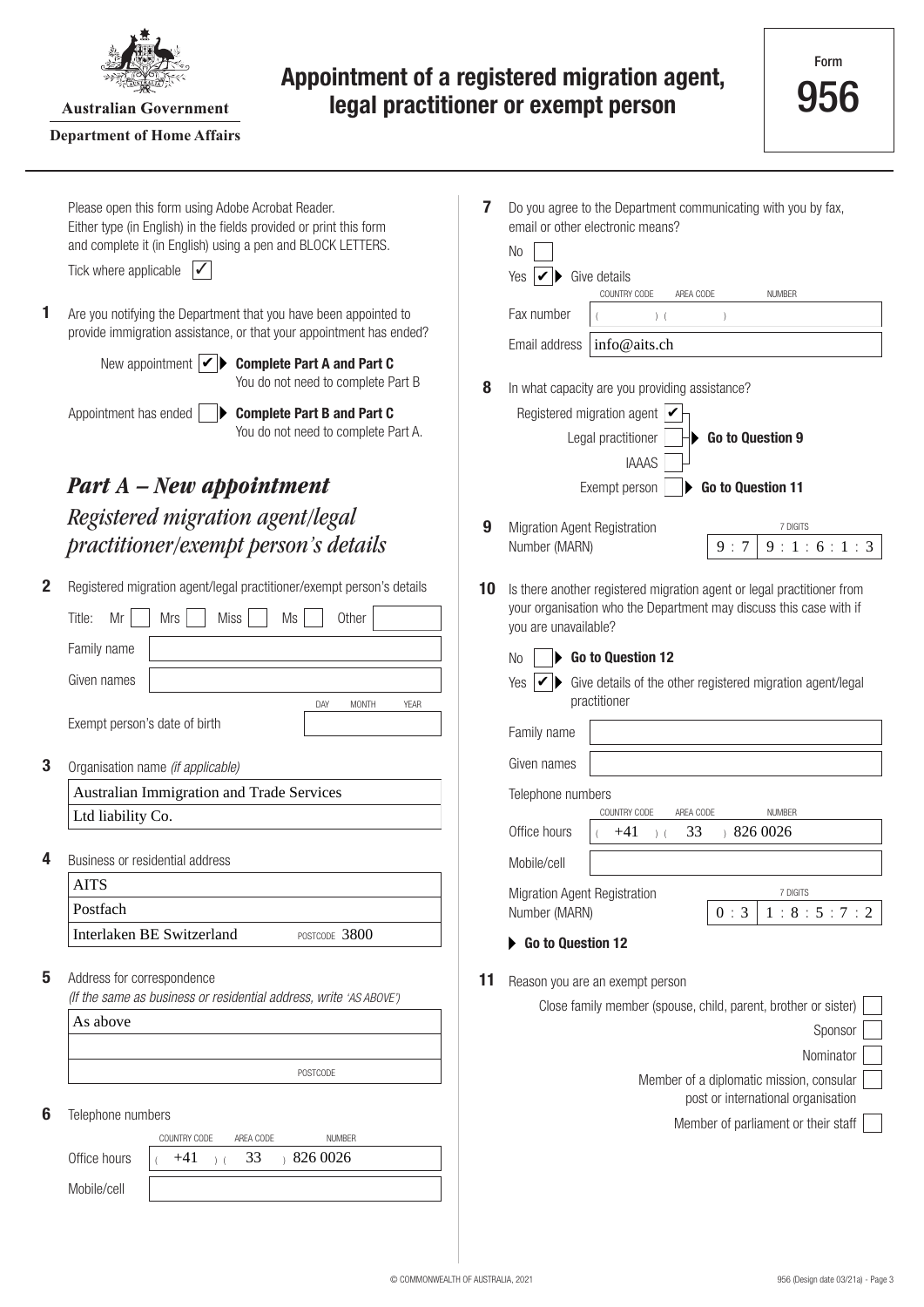Australian Government

Department of Home Affairs

# Appointment of a registered migration agent, legal practitioner or exempt person

Form **956**

Please open this form using Adobe Acrobat Reader. Either type (in English) in the fields provided or print this form and complete it (in English) using a pen and BLOCK LETTERS.

Tick where applicable ✓

**1** Are you notifying the Department that you have been appointed to provide immigration assistance, or that your appointment has ended?

- New appointment ✔ ▶ **Complete Part A and Part C** You do not need to complete Part B
- Appointment has ended ☐ ▶ **Complete Part B and Part C** You do not need to complete Part A.

## *Part A – New appointment*

### *Registered migration agent/legal practitioner/exempt person's details*

**2** Registered migration agent/legal practitioner/exempt person's details

Title: Mr ☐ Mrs ☐ Miss ☐ Ms ☐ Other ____

Family name: 

Given names: 

Exempt person's date of birth (DAY MONTH YEAR): 

**3** Organisation name *(if applicable)*

Australian Immigration and Trade Services Ltd liability Co.

**4** Business or residential address

AITS
Postfach
Interlaken BE Switzerland POSTCODE 3800

**5** Address for correspondence
*(If the same as business or residential address, write 'AS ABOVE')*

As above

POSTCODE

**6** Telephone numbers

| | COUNTRY CODE | AREA CODE | NUMBER |
|---|---|---|---|
| Office hours | +41 | 33 | 826 0026 |
| Mobile/cell | | | |

**7** Do you agree to the Department communicating with you by fax, email or other electronic means?

No ☐

Yes ✔ ▶ Give details

| | COUNTRY CODE | AREA CODE | NUMBER |
|---|---|---|---|
| Fax number | | | |

Email address: info@aits.ch

**8** In what capacity are you providing assistance?

- Registered migration agent ✔ ▶ **Go to Question 9**
- Legal practitioner ☐ ▶ **Go to Question 9**
- IAAAS ☐ ▶ **Go to Question 9**
- Exempt person ☐ ▶ **Go to Question 11**

**9** Migration Agent Registration Number (MARN) (7 DIGITS): 9 7 | 9 1 6 1 3

**10** Is there another registered migration agent or legal practitioner from your organisation who the Department may discuss this case with if you are unavailable?

No ☐ ▶ **Go to Question 12**

Yes ✔ ▶ Give details of the other registered migration agent/legal practitioner

Family name: 

Given names: 

Telephone numbers

| | COUNTRY CODE | AREA CODE | NUMBER |
|---|---|---|---|
| Office hours | +41 | 33 | 826 0026 |
| Mobile/cell | | | |

Migration Agent Registration Number (MARN) (7 DIGITS): 0 3 | 1 8 5 7 2

▶ **Go to Question 12**

**11** Reason you are an exempt person

- Close family member (spouse, child, parent, brother or sister) ☐
- Sponsor ☐
- Nominator ☐
- Member of a diplomatic mission, consular post or international organisation ☐
- Member of parliament or their staff ☐

© COMMONWEALTH OF AUSTRALIA, 2021

956 (Design date 03/21a)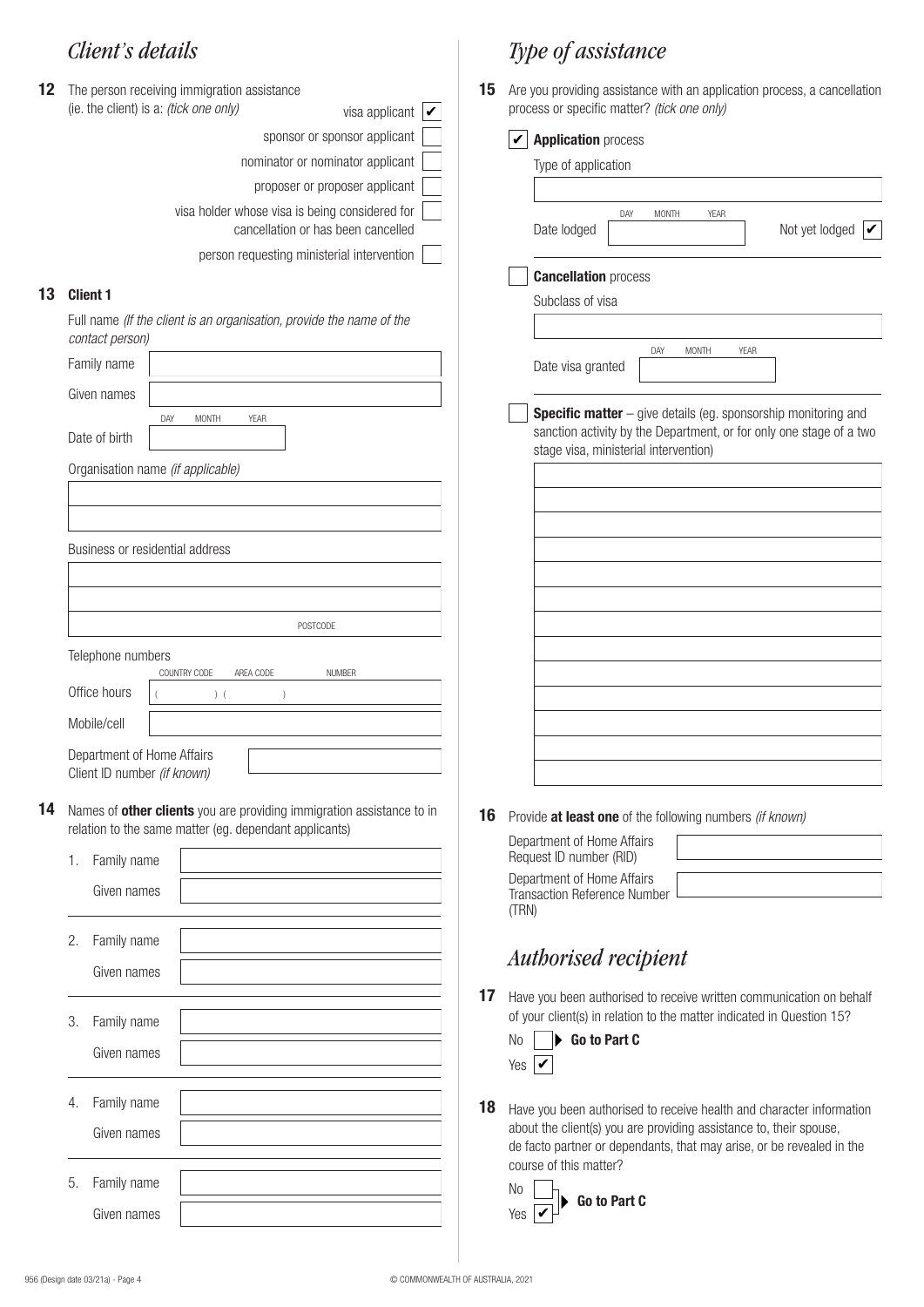## *Client's details*

**12** The person receiving immigration assistance (ie. the client) is a: *(tick one only)*

- [x] visa applicant
- [ ] sponsor or sponsor applicant
- [ ] nominator or nominator applicant
- [ ] proposer or proposer applicant
- [ ] visa holder whose visa is being considered for cancellation or has been cancelled
- [ ] person requesting ministerial intervention

**13** **Client 1**

Full name *(If the client is an organisation, provide the name of the contact person)*

Family name

Given names

Date of birth (DAY MONTH YEAR)

Organisation name *(if applicable)*

Business or residential address

POSTCODE

Telephone numbers

Office hours ( COUNTRY CODE ) ( AREA CODE ) NUMBER

Mobile/cell

Department of Home Affairs Client ID number *(if known)*

**14** Names of **other clients** you are providing immigration assistance to in relation to the same matter (eg. dependant applicants)

1. Family name
   Given names
2. Family name
   Given names
3. Family name
   Given names
4. Family name
   Given names
5. Family name
   Given names

## *Type of assistance*

**15** Are you providing assistance with an application process, a cancellation process or specific matter? *(tick one only)*

- [x] **Application** process

  Type of application

  Date lodged (DAY MONTH YEAR) Not yet lodged [x]

- [ ] **Cancellation** process

  Subclass of visa

  Date visa granted (DAY MONTH YEAR)

- [ ] **Specific matter** – give details (eg. sponsorship monitoring and sanction activity by the Department, or for only one stage of a two stage visa, ministerial intervention)

**16** Provide **at least one** of the following numbers *(if known)*

Department of Home Affairs Request ID number (RID)

Department of Home Affairs Transaction Reference Number (TRN)

## *Authorised recipient*

**17** Have you been authorised to receive written communication on behalf of your client(s) in relation to the matter indicated in Question 15?

No [ ] ▶ **Go to Part C**

Yes [x]

**18** Have you been authorised to receive health and character information about the client(s) you are providing assistance to, their spouse, de facto partner or dependants, that may arise, or be revealed in the course of this matter?

No [ ]

Yes [x] ▶ **Go to Part C**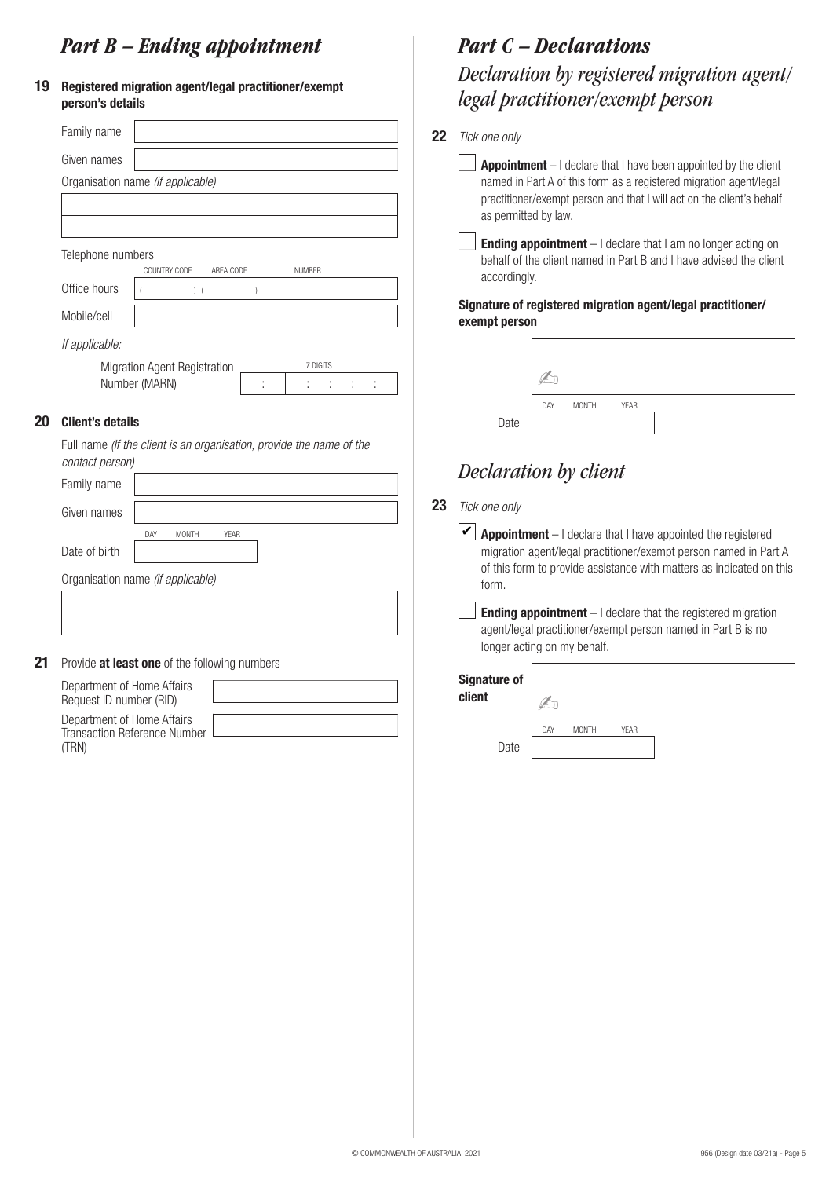## *Part B – Ending appointment*

**19 Registered migration agent/legal practitioner/exempt person's details**

Family name

Given names

Organisation name *(if applicable)*

Telephone numbers

COUNTRY CODE AREA CODE NUMBER

Office hours ( ) ( )

Mobile/cell

*If applicable:*

Migration Agent Registration Number (MARN) 7 DIGITS

**20 Client's details**

Full name *(If the client is an organisation, provide the name of the contact person)*

Family name

Given names

DAY MONTH YEAR

Date of birth

Organisation name *(if applicable)*

**21** Provide **at least one** of the following numbers

Department of Home Affairs Request ID number (RID)

Department of Home Affairs Transaction Reference Number (TRN)

## *Part C – Declarations*

### *Declaration by registered migration agent/ legal practitioner/exempt person*

**22** *Tick one only*

☐ **Appointment** – I declare that I have been appointed by the client named in Part A of this form as a registered migration agent/legal practitioner/exempt person and that I will act on the client's behalf as permitted by law.

☐ **Ending appointment** – I declare that I am no longer acting on behalf of the client named in Part B and I have advised the client accordingly.

**Signature of registered migration agent/legal practitioner/ exempt person**

DAY MONTH YEAR

Date

### *Declaration by client*

**23** *Tick one only*

☑ **Appointment** – I declare that I have appointed the registered migration agent/legal practitioner/exempt person named in Part A of this form to provide assistance with matters as indicated on this form.

☐ **Ending appointment** – I declare that the registered migration agent/legal practitioner/exempt person named in Part B is no longer acting on my behalf.

**Signature of client**

DAY MONTH YEAR

Date

© COMMONWEALTH OF AUSTRALIA, 2021

956 (Design date 03/21a)